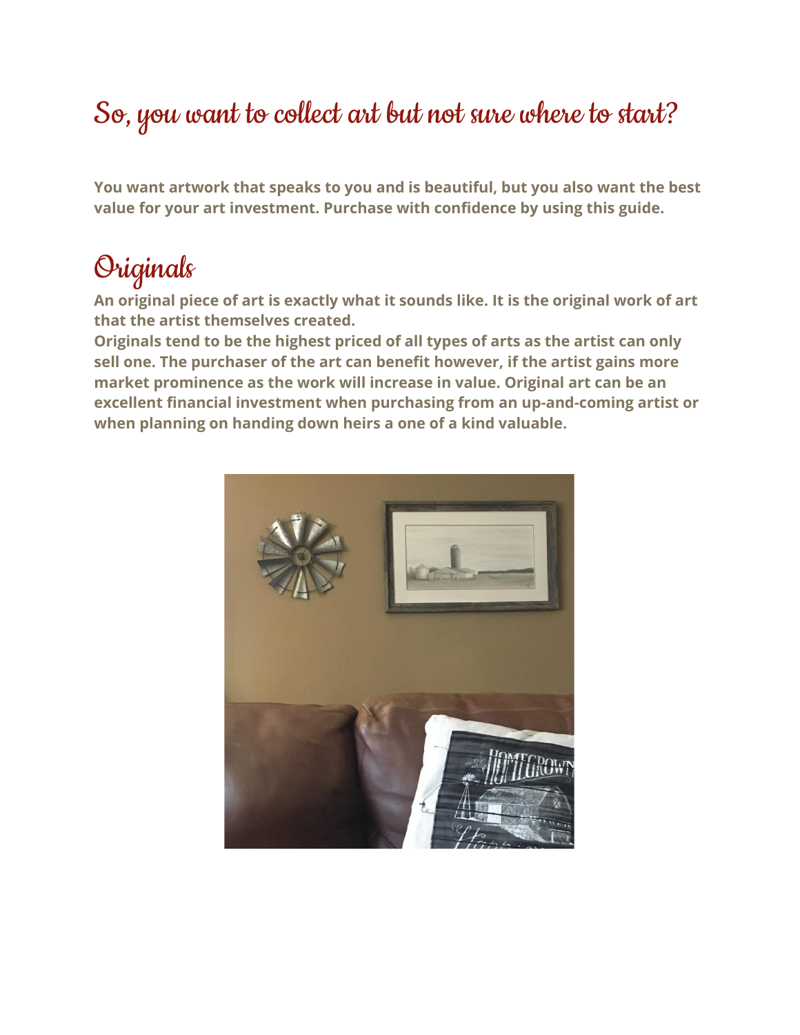# So, you want to collect art but not sure where to start?

**You want artwork that speaks to you and is beautiful, but you also want the best value for your art investment. Purchase with confidence by using this guide.**

## Originals

**An original piece of art is exactly what it sounds like. It is the original work of art that the artist themselves created.**

**Originals tend to be the highest priced of all types of arts as the artist can only sell one. The purchaser of the art can benefit however, if the artist gains more market prominence as the work will increase in value. Original art can be an excellent financial investment when purchasing from an up-and-coming artist or when planning on handing down heirs a one of a kind valuable.**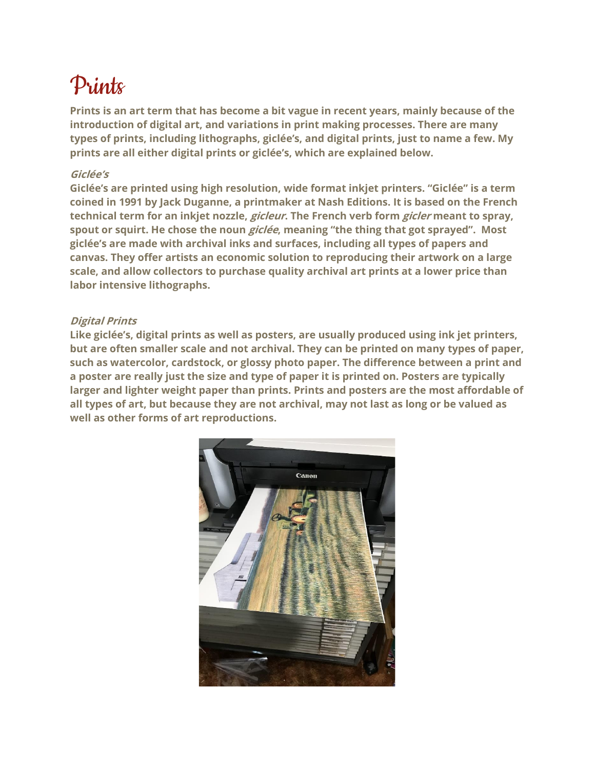# Prints

**Prints is an art term that has become a bit vague in recent years, mainly because of the introduction of digital art, and variations in print making processes. There are many types of prints, including lithographs, giclée's, and digital prints, just to name a few. My prints are all either digital prints or giclée's, which are explained below.**

***Giclée's***

**Giclée's are printed using high resolution, wide format inkjet printers. "Giclée" is a term coined in 1991 by Jack Duganne, a printmaker at Nash Editions. It is based on the French technical term for an inkjet nozzle, *gicleur*. The French verb form *gicler* meant to spray, spout or squirt. He chose the noun *giclée*, meaning "the thing that got sprayed". Most giclée's are made with archival inks and surfaces, including all types of papers and canvas. They offer artists an economic solution to reproducing their artwork on a large scale, and allow collectors to purchase quality archival art prints at a lower price than labor intensive lithographs.**

***Digital Prints***

**Like giclée's, digital prints as well as posters, are usually produced using ink jet printers, but are often smaller scale and not archival. They can be printed on many types of paper, such as watercolor, cardstock, or glossy photo paper. The difference between a print and a poster are really just the size and type of paper it is printed on. Posters are typically larger and lighter weight paper than prints. Prints and posters are the most affordable of all types of art, but because they are not archival, may not last as long or be valued as well as other forms of art reproductions.**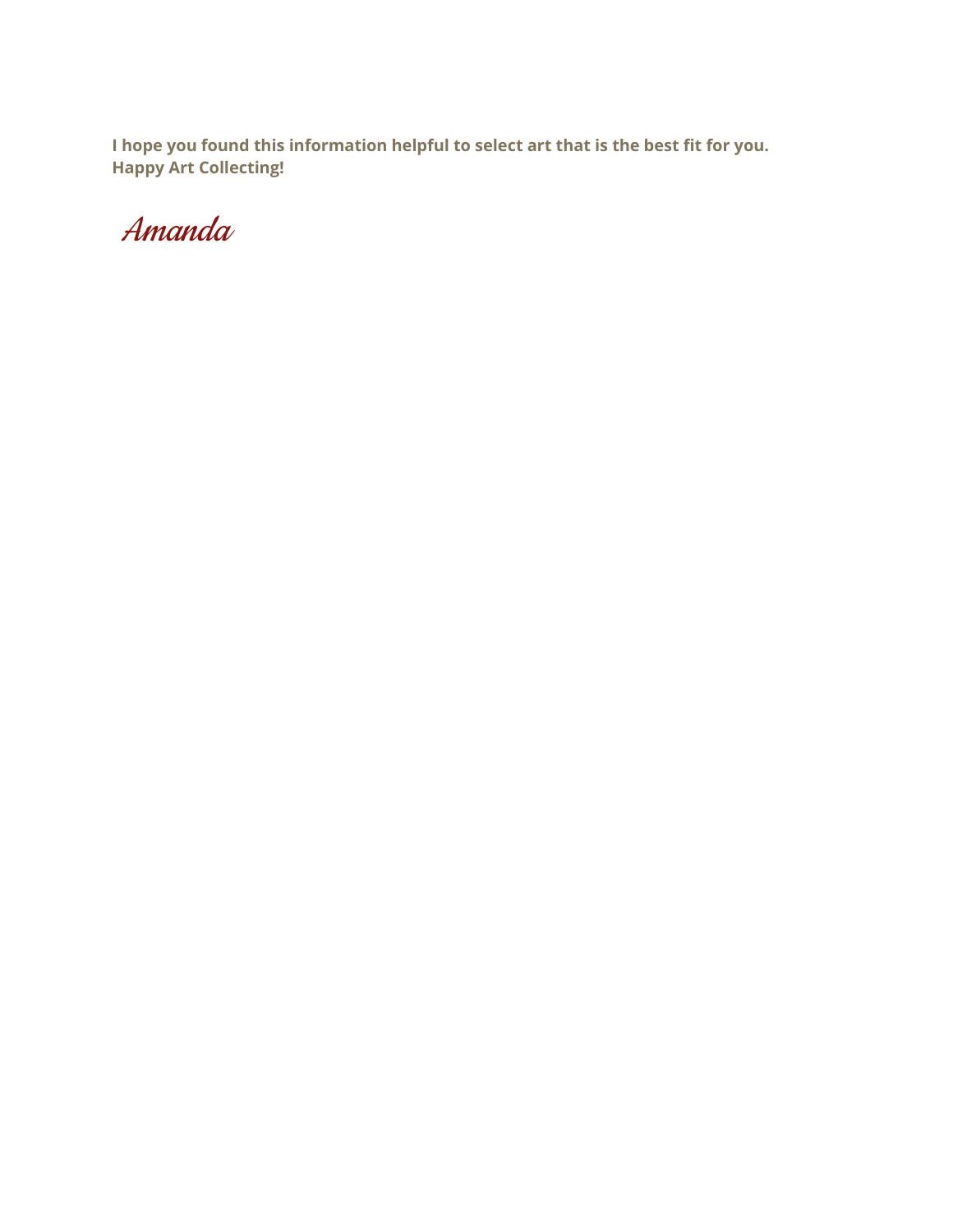**I hope you found this information helpful to select art that is the best fit for you. Happy Art Collecting!**

*Amanda*